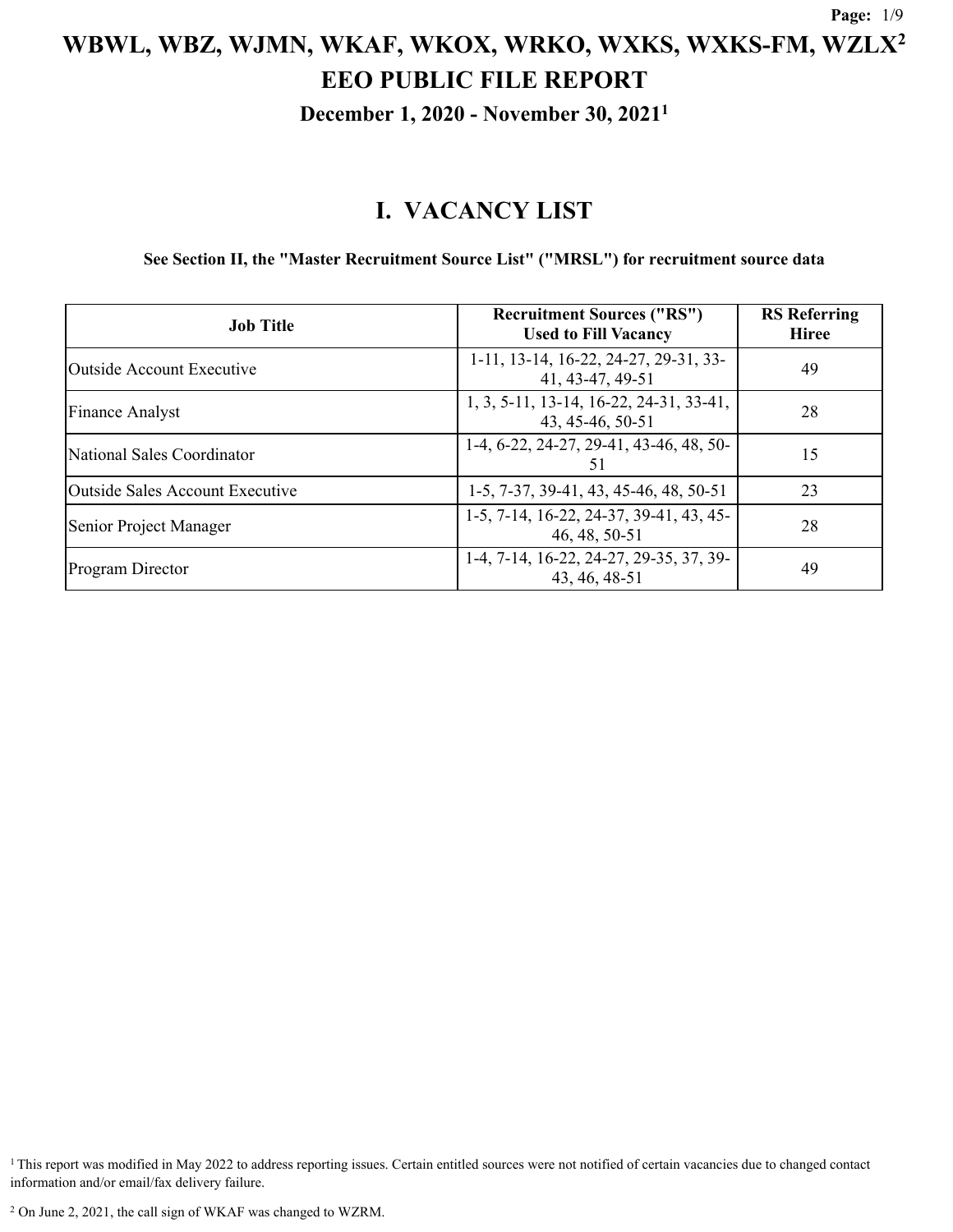# WBWL, WBZ, WJMN, WKAF, WKOX, WRKO, WXKS, WXKS-FM, WZLX[2]

## EEO PUBLIC FILE REPORT

### December 1, 2020 - November 30, 2021[1]

## I. VACANCY LIST

**See Section II, the "Master Recruitment Source List" ("MRSL") for recruitment source data**

| Job Title | Recruitment Sources ("RS") Used to Fill Vacancy | RS Referring Hiree |
|---|---|---|
| Outside Account Executive | 1-11, 13-14, 16-22, 24-27, 29-31, 33-41, 43-47, 49-51 | 49 |
| Finance Analyst | 1, 3, 5-11, 13-14, 16-22, 24-31, 33-41, 43, 45-46, 50-51 | 28 |
| National Sales Coordinator | 1-4, 6-22, 24-27, 29-41, 43-46, 48, 50-51 | 15 |
| Outside Sales Account Executive | 1-5, 7-37, 39-41, 43, 45-46, 48, 50-51 | 23 |
| Senior Project Manager | 1-5, 7-14, 16-22, 24-37, 39-41, 43, 45-46, 48, 50-51 | 28 |
| Program Director | 1-4, 7-14, 16-22, 24-27, 29-35, 37, 39-43, 46, 48-51 | 49 |

[1] This report was modified in May 2022 to address reporting issues. Certain entitled sources were not notified of certain vacancies due to changed contact information and/or email/fax delivery failure.

[2] On June 2, 2021, the call sign of WKAF was changed to WZRM.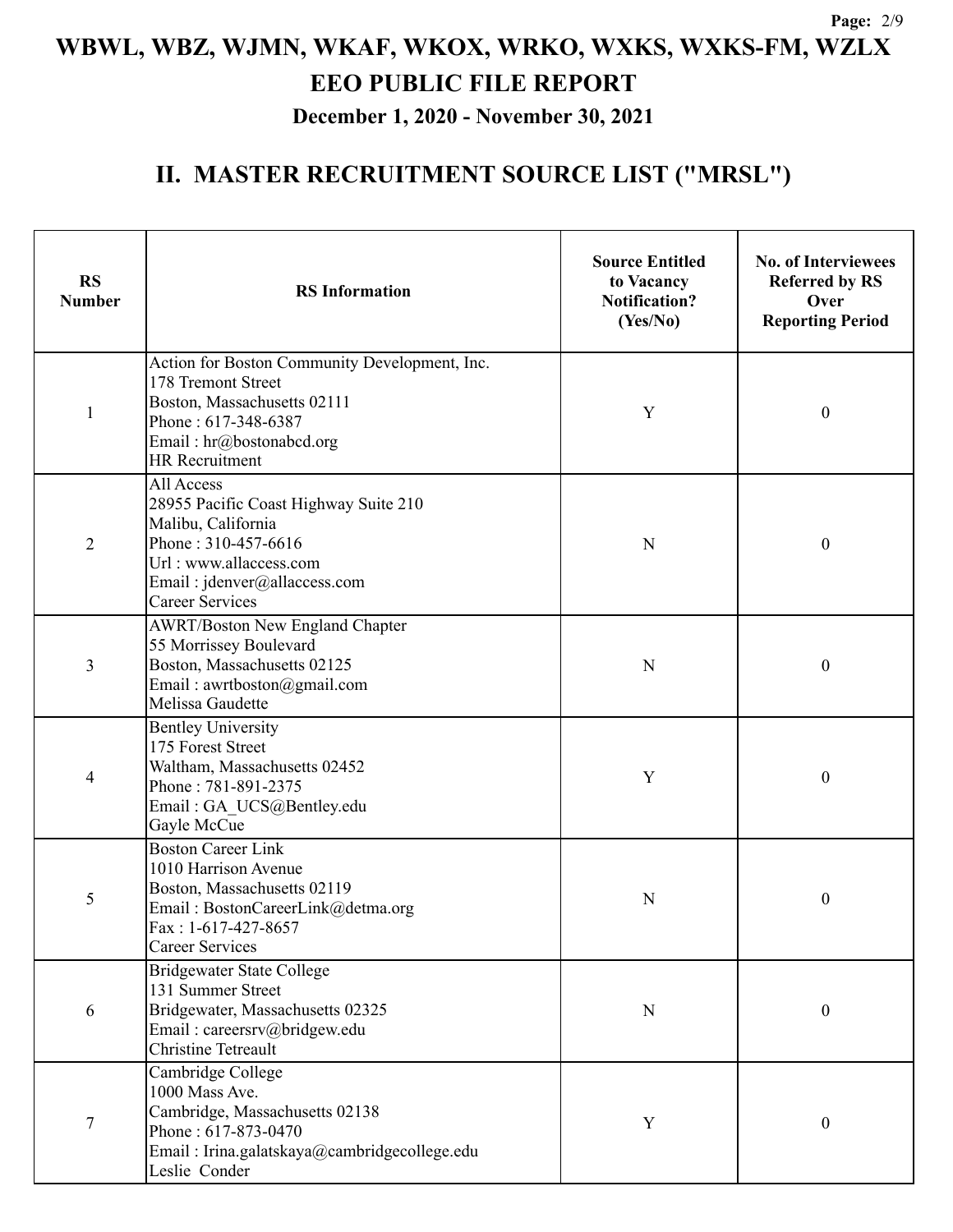# WBWL, WBZ, WJMN, WKAF, WKOX, WRKO, WXKS, WXKS-FM, WZLX

## EEO PUBLIC FILE REPORT

### December 1, 2020 - November 30, 2021

## II. MASTER RECRUITMENT SOURCE LIST ("MRSL")

| RS Number | RS Information | Source Entitled to Vacancy Notification? (Yes/No) | No. of Interviewees Referred by RS Over Reporting Period |
|---|---|---|---|
| 1 | Action for Boston Community Development, Inc.<br>178 Tremont Street<br>Boston, Massachusetts 02111<br>Phone : 617-348-6387<br>Email : hr@bostonabcd.org<br>HR Recruitment | Y | 0 |
| 2 | All Access<br>28955 Pacific Coast Highway Suite 210<br>Malibu, California<br>Phone : 310-457-6616<br>Url : www.allaccess.com<br>Email : jdenver@allaccess.com<br>Career Services | N | 0 |
| 3 | AWRT/Boston New England Chapter<br>55 Morrissey Boulevard<br>Boston, Massachusetts 02125<br>Email : awrtboston@gmail.com<br>Melissa Gaudette | N | 0 |
| 4 | Bentley University<br>175 Forest Street<br>Waltham, Massachusetts 02452<br>Phone : 781-891-2375<br>Email : GA_UCS@Bentley.edu<br>Gayle McCue | Y | 0 |
| 5 | Boston Career Link<br>1010 Harrison Avenue<br>Boston, Massachusetts 02119<br>Email : BostonCareerLink@detma.org<br>Fax : 1-617-427-8657<br>Career Services | N | 0 |
| 6 | Bridgewater State College<br>131 Summer Street<br>Bridgewater, Massachusetts 02325<br>Email : careersrv@bridgew.edu<br>Christine Tetreault | N | 0 |
| 7 | Cambridge College<br>1000 Mass Ave.<br>Cambridge, Massachusetts 02138<br>Phone : 617-873-0470<br>Email : Irina.galatskaya@cambridgecollege.edu<br>Leslie Conder | Y | 0 |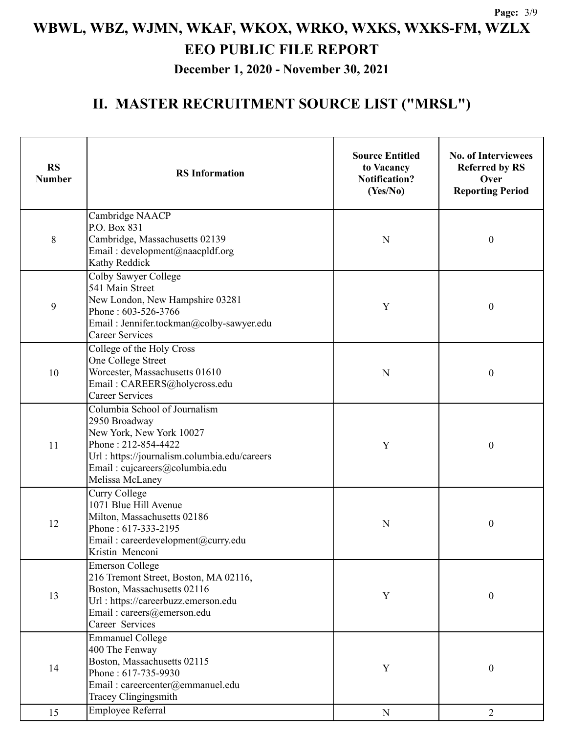# WBWL, WBZ, WJMN, WKAF, WKOX, WRKO, WXKS, WXKS-FM, WZLX

## EEO PUBLIC FILE REPORT

### December 1, 2020 - November 30, 2021

## II. MASTER RECRUITMENT SOURCE LIST ("MRSL")

| RS Number | RS Information | Source Entitled to Vacancy Notification? (Yes/No) | No. of Interviewees Referred by RS Over Reporting Period |
|---|---|---|---|
| 8 | Cambridge NAACP<br>P.O. Box 831<br>Cambridge, Massachusetts 02139<br>Email : development@naacpldf.org<br>Kathy Reddick | N | 0 |
| 9 | Colby Sawyer College<br>541 Main Street<br>New London, New Hampshire 03281<br>Phone : 603-526-3766<br>Email : Jennifer.tockman@colby-sawyer.edu<br>Career Services | Y | 0 |
| 10 | College of the Holy Cross<br>One College Street<br>Worcester, Massachusetts 01610<br>Email : CAREERS@holycross.edu<br>Career Services | N | 0 |
| 11 | Columbia School of Journalism<br>2950 Broadway<br>New York, New York 10027<br>Phone : 212-854-4422<br>Url : https://journalism.columbia.edu/careers<br>Email : cujcareers@columbia.edu<br>Melissa McLaney | Y | 0 |
| 12 | Curry College<br>1071 Blue Hill Avenue<br>Milton, Massachusetts 02186<br>Phone : 617-333-2195<br>Email : careerdevelopment@curry.edu<br>Kristin Menconi | N | 0 |
| 13 | Emerson College<br>216 Tremont Street, Boston, MA 02116,<br>Boston, Massachusetts 02116<br>Url : https://careerbuzz.emerson.edu<br>Email : careers@emerson.edu<br>Career Services | Y | 0 |
| 14 | Emmanuel College<br>400 The Fenway<br>Boston, Massachusetts 02115<br>Phone : 617-735-9930<br>Email : careercenter@emmanuel.edu<br>Tracey Clingingsmith | Y | 0 |
| 15 | Employee Referral | N | 2 |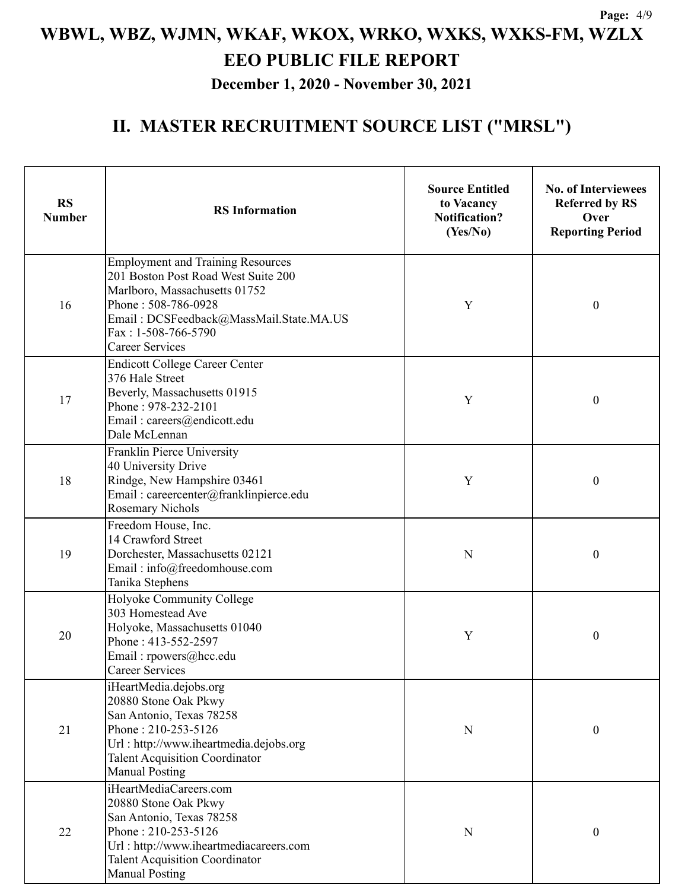# WBWL, WBZ, WJMN, WKAF, WKOX, WRKO, WXKS, WXKS-FM, WZLX

## EEO PUBLIC FILE REPORT

### December 1, 2020 - November 30, 2021

## II. MASTER RECRUITMENT SOURCE LIST ("MRSL")

| RS Number | RS Information | Source Entitled to Vacancy Notification? (Yes/No) | No. of Interviewees Referred by RS Over Reporting Period |
|---|---|---|---|
| 16 | Employment and Training Resources<br>201 Boston Post Road West Suite 200<br>Marlboro, Massachusetts 01752<br>Phone : 508-786-0928<br>Email : DCSFeedback@MassMail.State.MA.US<br>Fax : 1-508-766-5790<br>Career Services | Y | 0 |
| 17 | Endicott College Career Center<br>376 Hale Street<br>Beverly, Massachusetts 01915<br>Phone : 978-232-2101<br>Email : careers@endicott.edu<br>Dale McLennan | Y | 0 |
| 18 | Franklin Pierce University<br>40 University Drive<br>Rindge, New Hampshire 03461<br>Email : careercenter@franklinpierce.edu<br>Rosemary Nichols | Y | 0 |
| 19 | Freedom House, Inc.<br>14 Crawford Street<br>Dorchester, Massachusetts 02121<br>Email : info@freedomhouse.com<br>Tanika Stephens | N | 0 |
| 20 | Holyoke Community College<br>303 Homestead Ave<br>Holyoke, Massachusetts 01040<br>Phone : 413-552-2597<br>Email : rpowers@hcc.edu<br>Career Services | Y | 0 |
| 21 | iHeartMedia.dejobs.org<br>20880 Stone Oak Pkwy<br>San Antonio, Texas 78258<br>Phone : 210-253-5126<br>Url : http://www.iheartmedia.dejobs.org<br>Talent Acquisition Coordinator<br>Manual Posting | N | 0 |
| 22 | iHeartMediaCareers.com<br>20880 Stone Oak Pkwy<br>San Antonio, Texas 78258<br>Phone : 210-253-5126<br>Url : http://www.iheartmediacareers.com<br>Talent Acquisition Coordinator<br>Manual Posting | N | 0 |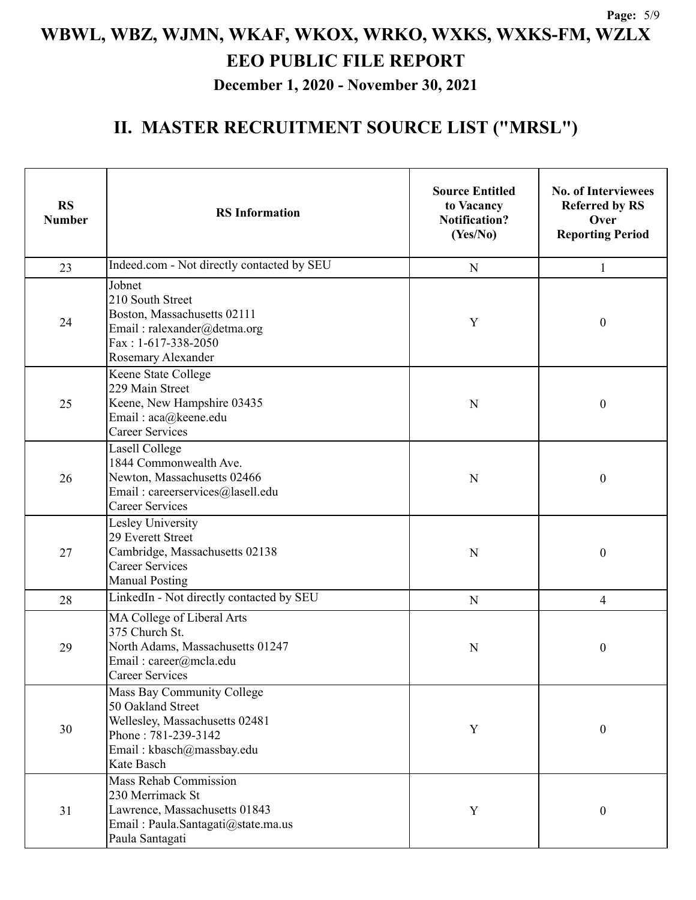# WBWL, WBZ, WJMN, WKAF, WKOX, WRKO, WXKS, WXKS-FM, WZLX
# EEO PUBLIC FILE REPORT
### December 1, 2020 - November 30, 2021

## II. MASTER RECRUITMENT SOURCE LIST ("MRSL")

| RS Number | RS Information | Source Entitled to Vacancy Notification? (Yes/No) | No. of Interviewees Referred by RS Over Reporting Period |
|---|---|---|---|
| 23 | Indeed.com - Not directly contacted by SEU | N | 1 |
| 24 | Jobnet<br>210 South Street<br>Boston, Massachusetts 02111<br>Email : ralexander@detma.org<br>Fax : 1-617-338-2050<br>Rosemary Alexander | Y | 0 |
| 25 | Keene State College<br>229 Main Street<br>Keene, New Hampshire 03435<br>Email : aca@keene.edu<br>Career Services | N | 0 |
| 26 | Lasell College<br>1844 Commonwealth Ave.<br>Newton, Massachusetts 02466<br>Email : careerservices@lasell.edu<br>Career Services | N | 0 |
| 27 | Lesley University<br>29 Everett Street<br>Cambridge, Massachusetts 02138<br>Career Services<br>Manual Posting | N | 0 |
| 28 | LinkedIn - Not directly contacted by SEU | N | 4 |
| 29 | MA College of Liberal Arts<br>375 Church St.<br>North Adams, Massachusetts 01247<br>Email : career@mcla.edu<br>Career Services | N | 0 |
| 30 | Mass Bay Community College<br>50 Oakland Street<br>Wellesley, Massachusetts 02481<br>Phone : 781-239-3142<br>Email : kbasch@massbay.edu<br>Kate Basch | Y | 0 |
| 31 | Mass Rehab Commission<br>230 Merrimack St<br>Lawrence, Massachusetts 01843<br>Email : Paula.Santagati@state.ma.us<br>Paula Santagati | Y | 0 |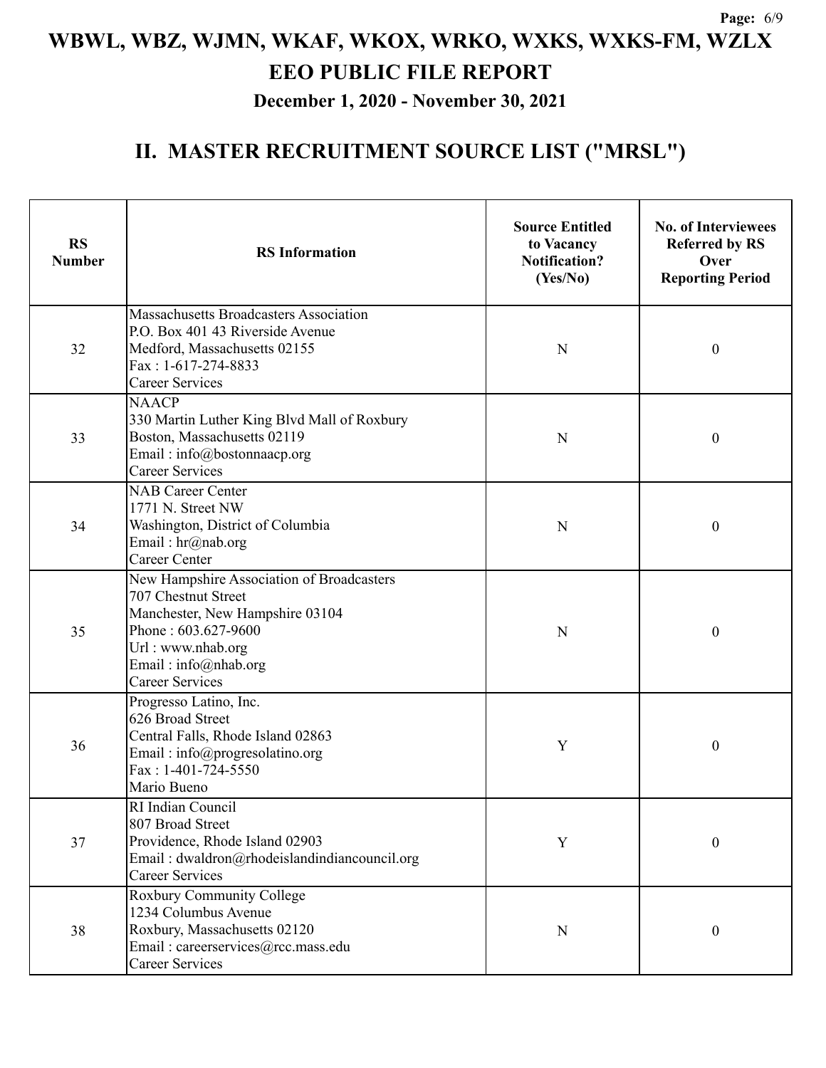# WBWL, WBZ, WJMN, WKAF, WKOX, WRKO, WXKS, WXKS-FM, WZLX
# EEO PUBLIC FILE REPORT
### December 1, 2020 - November 30, 2021

## II. MASTER RECRUITMENT SOURCE LIST ("MRSL")

| RS Number | RS Information | Source Entitled to Vacancy Notification? (Yes/No) | No. of Interviewees Referred by RS Over Reporting Period |
|---|---|---|---|
| 32 | Massachusetts Broadcasters Association<br>P.O. Box 401 43 Riverside Avenue<br>Medford, Massachusetts 02155<br>Fax : 1-617-274-8833<br>Career Services | N | 0 |
| 33 | NAACP<br>330 Martin Luther King Blvd Mall of Roxbury<br>Boston, Massachusetts 02119<br>Email : info@bostonnaacp.org<br>Career Services | N | 0 |
| 34 | NAB Career Center<br>1771 N. Street NW<br>Washington, District of Columbia<br>Email : hr@nab.org<br>Career Center | N | 0 |
| 35 | New Hampshire Association of Broadcasters<br>707 Chestnut Street<br>Manchester, New Hampshire 03104<br>Phone : 603.627-9600<br>Url : www.nhab.org<br>Email : info@nhab.org<br>Career Services | N | 0 |
| 36 | Progresso Latino, Inc.<br>626 Broad Street<br>Central Falls, Rhode Island 02863<br>Email : info@progresolatino.org<br>Fax : 1-401-724-5550<br>Mario Bueno | Y | 0 |
| 37 | RI Indian Council<br>807 Broad Street<br>Providence, Rhode Island 02903<br>Email : dwaldron@rhodeislandindiancouncil.org<br>Career Services | Y | 0 |
| 38 | Roxbury Community College<br>1234 Columbus Avenue<br>Roxbury, Massachusetts 02120<br>Email : careerservices@rcc.mass.edu<br>Career Services | N | 0 |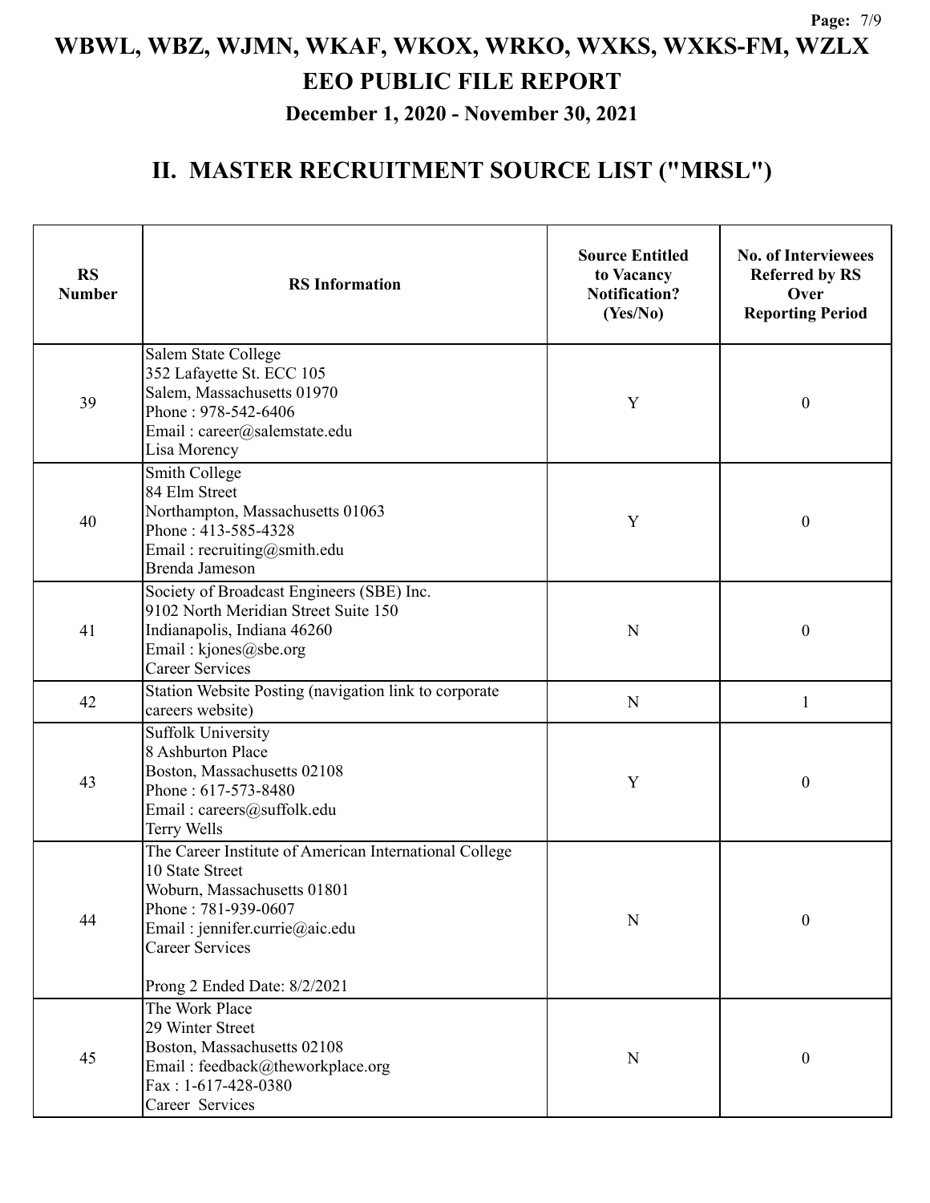# WBWL, WBZ, WJMN, WKAF, WKOX, WRKO, WXKS, WXKS-FM, WZLX
# EEO PUBLIC FILE REPORT
### December 1, 2020 - November 30, 2021

## II. MASTER RECRUITMENT SOURCE LIST ("MRSL")

| RS Number | RS Information | Source Entitled to Vacancy Notification? (Yes/No) | No. of Interviewees Referred by RS Over Reporting Period |
|---|---|---|---|
| 39 | Salem State College<br>352 Lafayette St. ECC 105<br>Salem, Massachusetts 01970<br>Phone : 978-542-6406<br>Email : career@salemstate.edu<br>Lisa Morency | Y | 0 |
| 40 | Smith College<br>84 Elm Street<br>Northampton, Massachusetts 01063<br>Phone : 413-585-4328<br>Email : recruiting@smith.edu<br>Brenda Jameson | Y | 0 |
| 41 | Society of Broadcast Engineers (SBE) Inc.<br>9102 North Meridian Street Suite 150<br>Indianapolis, Indiana 46260<br>Email : kjones@sbe.org<br>Career Services | N | 0 |
| 42 | Station Website Posting (navigation link to corporate careers website) | N | 1 |
| 43 | Suffolk University<br>8 Ashburton Place<br>Boston, Massachusetts 02108<br>Phone : 617-573-8480<br>Email : careers@suffolk.edu<br>Terry Wells | Y | 0 |
| 44 | The Career Institute of American International College<br>10 State Street<br>Woburn, Massachusetts 01801<br>Phone : 781-939-0607<br>Email : jennifer.currie@aic.edu<br>Career Services<br><br>Prong 2 Ended Date: 8/2/2021 | N | 0 |
| 45 | The Work Place<br>29 Winter Street<br>Boston, Massachusetts 02108<br>Email : feedback@theworkplace.org<br>Fax : 1-617-428-0380<br>Career Services | N | 0 |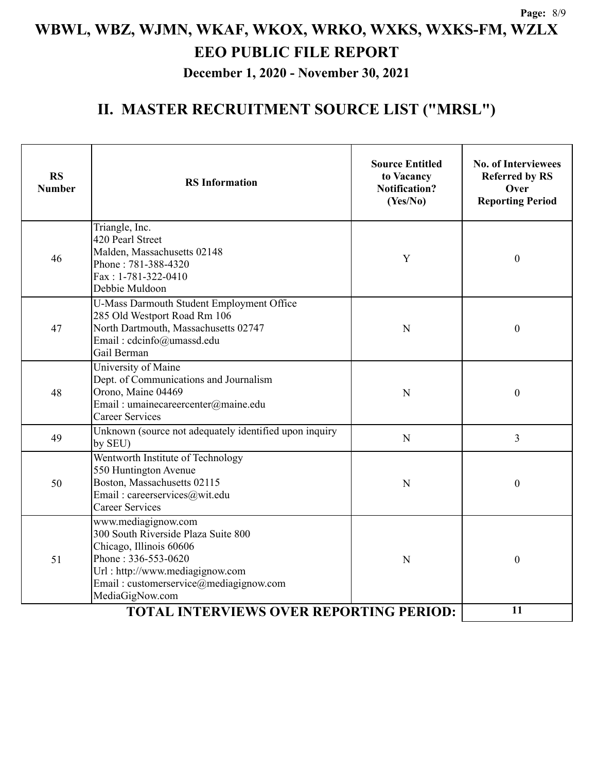# WBWL, WBZ, WJMN, WKAF, WKOX, WRKO, WXKS, WXKS-FM, WZLX

# EEO PUBLIC FILE REPORT

**December 1, 2020 - November 30, 2021**

## II. MASTER RECRUITMENT SOURCE LIST ("MRSL")

| RS Number | RS Information | Source Entitled to Vacancy Notification? (Yes/No) | No. of Interviewees Referred by RS Over Reporting Period |
|---|---|---|---|
| 46 | Triangle, Inc.<br>420 Pearl Street<br>Malden, Massachusetts 02148<br>Phone : 781-388-4320<br>Fax : 1-781-322-0410<br>Debbie Muldoon | Y | 0 |
| 47 | U-Mass Darmouth Student Employment Office<br>285 Old Westport Road Rm 106<br>North Dartmouth, Massachusetts 02747<br>Email : cdcinfo@umassd.edu<br>Gail Berman | N | 0 |
| 48 | University of Maine<br>Dept. of Communications and Journalism<br>Orono, Maine 04469<br>Email : umainecareercenter@maine.edu<br>Career Services | N | 0 |
| 49 | Unknown (source not adequately identified upon inquiry by SEU) | N | 3 |
| 50 | Wentworth Institute of Technology<br>550 Huntington Avenue<br>Boston, Massachusetts 02115<br>Email : careerservices@wit.edu<br>Career Services | N | 0 |
| 51 | www.mediagignow.com<br>300 South Riverside Plaza Suite 800<br>Chicago, Illinois 60606<br>Phone : 336-553-0620<br>Url : http://www.mediagignow.com<br>Email : customerservice@mediagignow.com<br>MediaGigNow.com | N | 0 |
| | **TOTAL INTERVIEWS OVER REPORTING PERIOD:** | | **11** |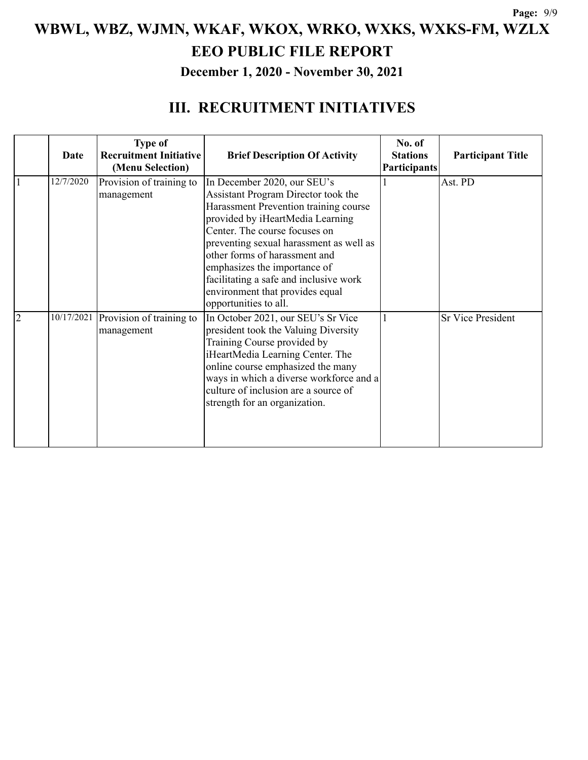# WBWL, WBZ, WJMN, WKAF, WKOX, WRKO, WXKS, WXKS-FM, WZLX

## EEO PUBLIC FILE REPORT

### December 1, 2020 - November 30, 2021

## III. RECRUITMENT INITIATIVES

| | Date | Type of Recruitment Initiative (Menu Selection) | Brief Description Of Activity | No. of Stations Participants | Participant Title |
|---|---|---|---|---|---|
| 1 | 12/7/2020 | Provision of training to management | In December 2020, our SEU's Assistant Program Director took the Harassment Prevention training course provided by iHeartMedia Learning Center. The course focuses on preventing sexual harassment as well as other forms of harassment and emphasizes the importance of facilitating a safe and inclusive work environment that provides equal opportunities to all. | 1 | Ast. PD |
| 2 | 10/17/2021 | Provision of training to management | In October 2021, our SEU's Sr Vice president took the Valuing Diversity Training Course provided by iHeartMedia Learning Center. The online course emphasized the many ways in which a diverse workforce and a culture of inclusion are a source of strength for an organization. | 1 | Sr Vice President |